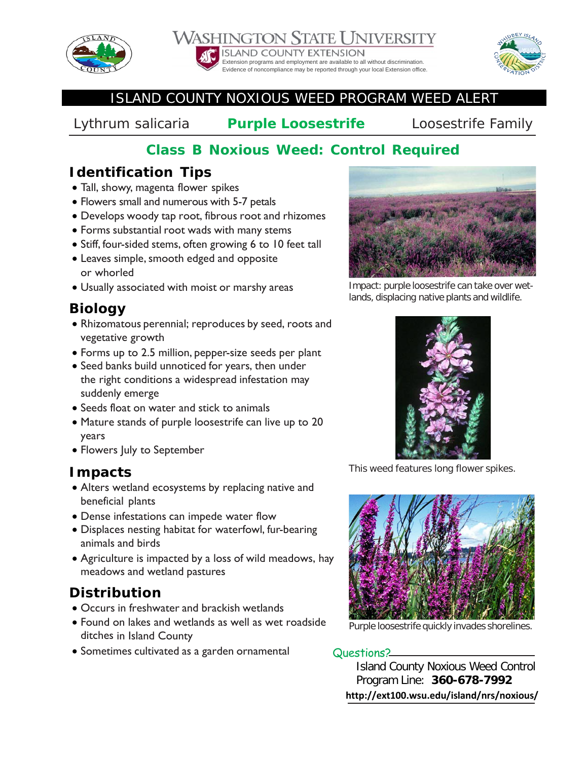WASHINGTON STATE UNIVERSITY
ISLAND COUNTY EXTENSION
Extension programs and employment are available to all without discrimination. Evidence of noncompliance may be reported through your local Extension office.

# ISLAND COUNTY NOXIOUS WEED PROGRAM WEED ALERT

Lythrum salicaria **Purple Loosestrife** Loosestrife Family

## Class B Noxious Weed: Control Required

## Identification Tips

- Tall, showy, magenta flower spikes
- Flowers small and numerous with 5-7 petals
- Develops woody tap root, fibrous root and rhizomes
- Forms substantial root wads with many stems
- Stiff, four-sided stems, often growing 6 to 10 feet tall
- Leaves simple, smooth edged and opposite or whorled
- Usually associated with moist or marshy areas

## Biology

- Rhizomatous perennial; reproduces by seed, roots and vegetative growth
- Forms up to 2.5 million, pepper-size seeds per plant
- Seed banks build unnoticed for years, then under the right conditions a widespread infestation may suddenly emerge
- Seeds float on water and stick to animals
- Mature stands of purple loosestrife can live up to 20 years
- Flowers July to September

## Impacts

- Alters wetland ecosystems by replacing native and beneficial plants
- Dense infestations can impede water flow
- Displaces nesting habitat for waterfowl, fur-bearing animals and birds
- Agriculture is impacted by a loss of wild meadows, hay meadows and wetland pastures

## Distribution

- Occurs in freshwater and brackish wetlands
- Found on lakes and wetlands as well as wet roadside ditches in Island County
- Sometimes cultivated as a garden ornamental

Impact: purple loosestrife can take over wetlands, displacing native plants and wildlife.

This weed features long flower spikes.

Purple loosestrife quickly invades shorelines.

Questions?

Island County Noxious Weed Control Program Line: **360-678-7992**

**http://ext100.wsu.edu/island/nrs/noxious/**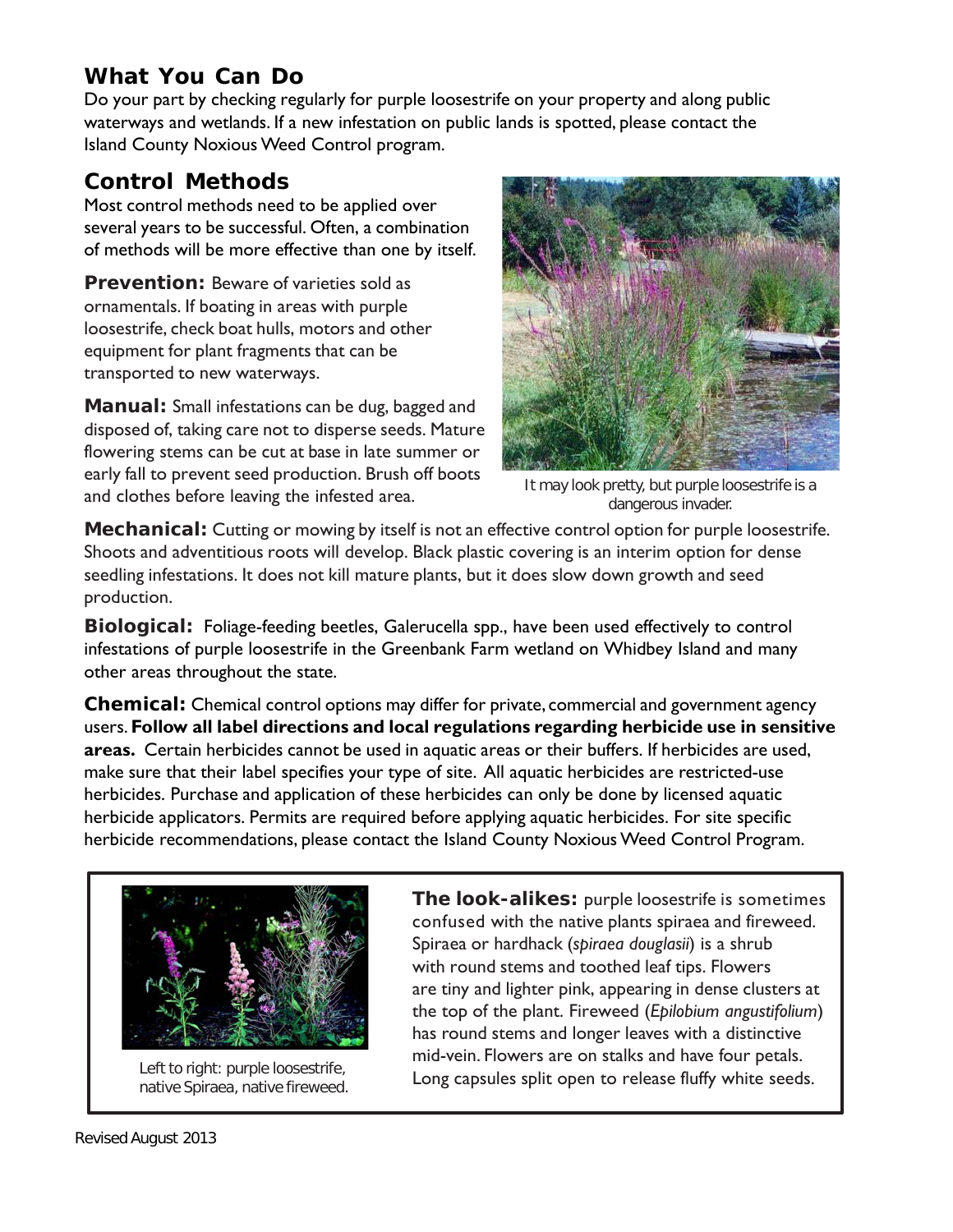## What You Can Do

Do your part by checking regularly for purple loosestrife on your property and along public waterways and wetlands. If a new infestation on public lands is spotted, please contact the Island County Noxious Weed Control program.

## Control Methods

Most control methods need to be applied over several years to be successful. Often, a combination of methods will be more effective than one by itself.

**Prevention:** Beware of varieties sold as ornamentals. If boating in areas with purple loosestrife, check boat hulls, motors and other equipment for plant fragments that can be transported to new waterways.

**Manual:** Small infestations can be dug, bagged and disposed of, taking care not to disperse seeds. Mature flowering stems can be cut at base in late summer or early fall to prevent seed production. Brush off boots and clothes before leaving the infested area.

It may look pretty, but purple loosestrife is a dangerous invader.

**Mechanical:** Cutting or mowing by itself is not an effective control option for purple loosestrife. Shoots and adventitious roots will develop. Black plastic covering is an interim option for dense seedling infestations. It does not kill mature plants, but it does slow down growth and seed production.

**Biological:** Foliage-feeding beetles, Galerucella spp., have been used effectively to control infestations of purple loosestrife in the Greenbank Farm wetland on Whidbey Island and many other areas throughout the state.

**Chemical:** Chemical control options may differ for private, commercial and government agency users. **Follow all label directions and local regulations regarding herbicide use in sensitive areas.** Certain herbicides cannot be used in aquatic areas or their buffers. If herbicides are used, make sure that their label specifies your type of site. All aquatic herbicides are restricted-use herbicides. Purchase and application of these herbicides can only be done by licensed aquatic herbicide applicators. Permits are required before applying aquatic herbicides. For site specific herbicide recommendations, please contact the Island County Noxious Weed Control Program.

Left to right: purple loosestrife, native Spiraea, native fireweed.

**The look-alikes:** purple loosestrife is sometimes confused with the native plants spiraea and fireweed. Spiraea or hardhack (*spiraea douglasii*) is a shrub with round stems and toothed leaf tips. Flowers are tiny and lighter pink, appearing in dense clusters at the top of the plant. Fireweed (*Epilobium angustifolium*) has round stems and longer leaves with a distinctive mid-vein. Flowers are on stalks and have four petals. Long capsules split open to release fluffy white seeds.

Revised August 2013